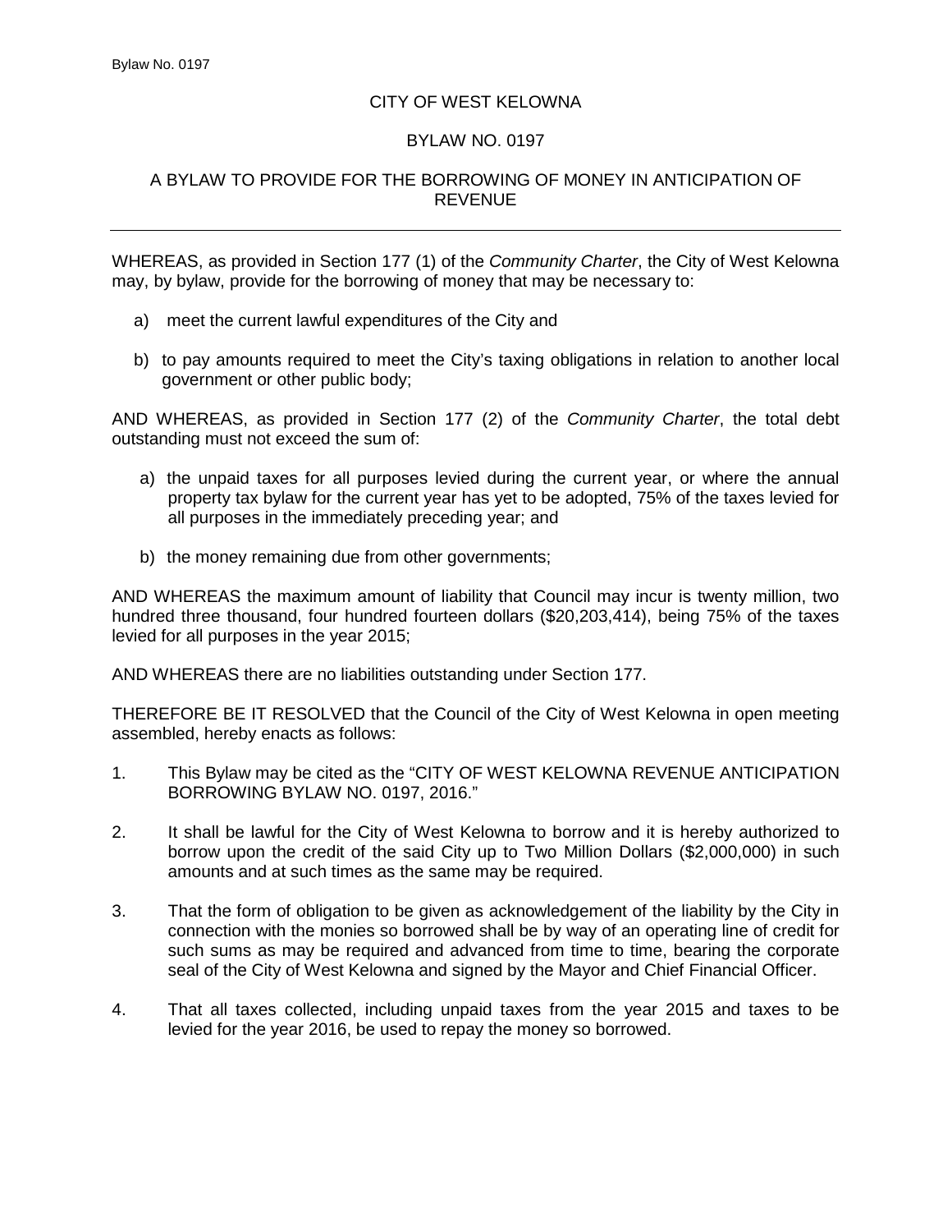# CITY OF WEST KELOWNA

## BYLAW NO. 0197

### A BYLAW TO PROVIDE FOR THE BORROWING OF MONEY IN ANTICIPATION OF REVENUE

---

WHEREAS, as provided in Section 177 (1) of the *Community Charter*, the City of West Kelowna may, by bylaw, provide for the borrowing of money that may be necessary to:

a) meet the current lawful expenditures of the City and

b) to pay amounts required to meet the City's taxing obligations in relation to another local government or other public body;

AND WHEREAS, as provided in Section 177 (2) of the *Community Charter*, the total debt outstanding must not exceed the sum of:

a) the unpaid taxes for all purposes levied during the current year, or where the annual property tax bylaw for the current year has yet to be adopted, 75% of the taxes levied for all purposes in the immediately preceding year; and

b) the money remaining due from other governments;

AND WHEREAS the maximum amount of liability that Council may incur is twenty million, two hundred three thousand, four hundred fourteen dollars ($20,203,414), being 75% of the taxes levied for all purposes in the year 2015;

AND WHEREAS there are no liabilities outstanding under Section 177.

THEREFORE BE IT RESOLVED that the Council of the City of West Kelowna in open meeting assembled, hereby enacts as follows:

1. This Bylaw may be cited as the "CITY OF WEST KELOWNA REVENUE ANTICIPATION BORROWING BYLAW NO. 0197, 2016."

2. It shall be lawful for the City of West Kelowna to borrow and it is hereby authorized to borrow upon the credit of the said City up to Two Million Dollars ($2,000,000) in such amounts and at such times as the same may be required.

3. That the form of obligation to be given as acknowledgement of the liability by the City in connection with the monies so borrowed shall be by way of an operating line of credit for such sums as may be required and advanced from time to time, bearing the corporate seal of the City of West Kelowna and signed by the Mayor and Chief Financial Officer.

4. That all taxes collected, including unpaid taxes from the year 2015 and taxes to be levied for the year 2016, be used to repay the money so borrowed.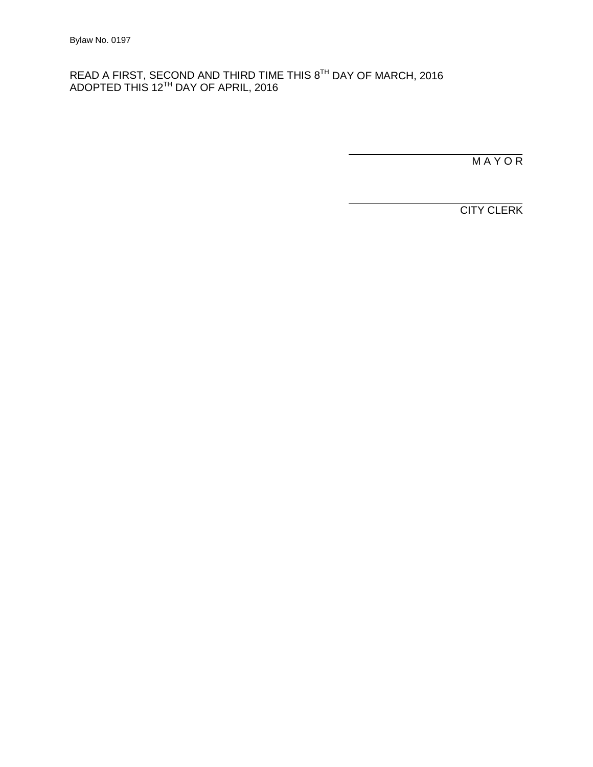READ A FIRST, SECOND AND THIRD TIME THIS 8TH DAY OF MARCH, 2016
ADOPTED THIS 12TH DAY OF APRIL, 2016

\_\_\_\_\_\_\_\_\_\_\_\_\_\_\_\_\_\_\_\_\_\_\_\_\_\_\_\_\_\_
M A Y O R

\_\_\_\_\_\_\_\_\_\_\_\_\_\_\_\_\_\_\_\_\_\_\_\_\_\_\_\_\_\_
CITY CLERK